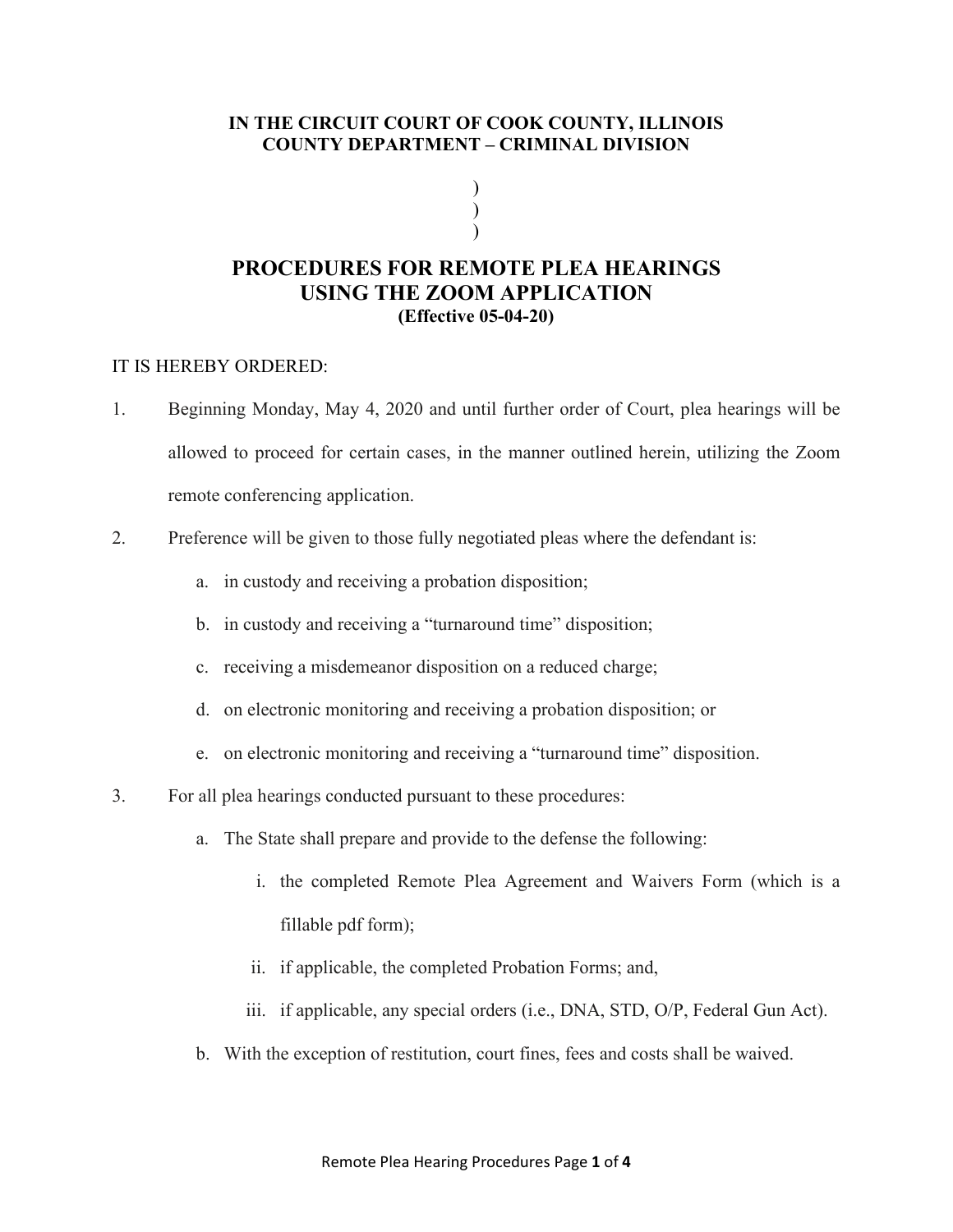**IN THE CIRCUIT COURT OF COOK COUNTY, ILLINOIS**
**COUNTY DEPARTMENT – CRIMINAL DIVISION**

)
)
)

# PROCEDURES FOR REMOTE PLEA HEARINGS USING THE ZOOM APPLICATION

**(Effective 05-04-20)**

IT IS HEREBY ORDERED:

1. Beginning Monday, May 4, 2020 and until further order of Court, plea hearings will be allowed to proceed for certain cases, in the manner outlined herein, utilizing the Zoom remote conferencing application.

2. Preference will be given to those fully negotiated pleas where the defendant is:

   a. in custody and receiving a probation disposition;

   b. in custody and receiving a "turnaround time" disposition;

   c. receiving a misdemeanor disposition on a reduced charge;

   d. on electronic monitoring and receiving a probation disposition; or

   e. on electronic monitoring and receiving a "turnaround time" disposition.

3. For all plea hearings conducted pursuant to these procedures:

   a. The State shall prepare and provide to the defense the following:

      i. the completed Remote Plea Agreement and Waivers Form (which is a fillable pdf form);

      ii. if applicable, the completed Probation Forms; and,

      iii. if applicable, any special orders (i.e., DNA, STD, O/P, Federal Gun Act).

   b. With the exception of restitution, court fines, fees and costs shall be waived.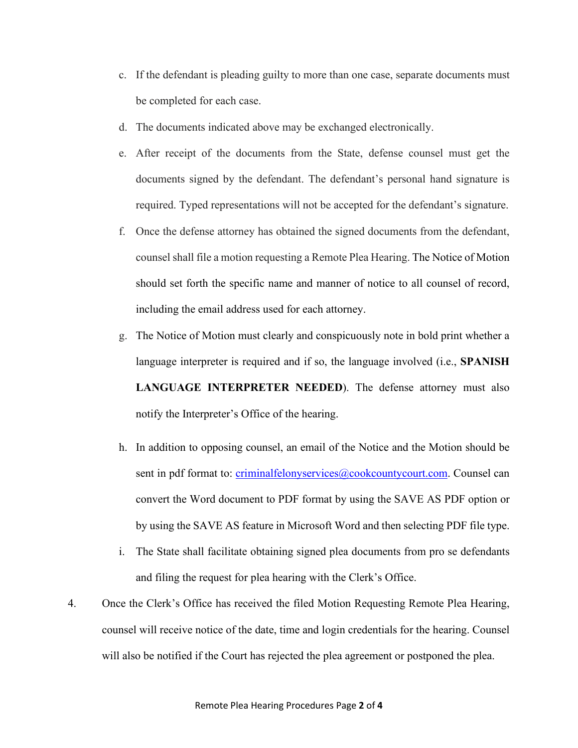c. If the defendant is pleading guilty to more than one case, separate documents must be completed for each case.

d. The documents indicated above may be exchanged electronically.

e. After receipt of the documents from the State, defense counsel must get the documents signed by the defendant. The defendant's personal hand signature is required. Typed representations will not be accepted for the defendant's signature.

f. Once the defense attorney has obtained the signed documents from the defendant, counsel shall file a motion requesting a Remote Plea Hearing. The Notice of Motion should set forth the specific name and manner of notice to all counsel of record, including the email address used for each attorney.

g. The Notice of Motion must clearly and conspicuously note in bold print whether a language interpreter is required and if so, the language involved (i.e., **SPANISH LANGUAGE INTERPRETER NEEDED**). The defense attorney must also notify the Interpreter's Office of the hearing.

h. In addition to opposing counsel, an email of the Notice and the Motion should be sent in pdf format to: criminalfelonyservices@cookcountycourt.com. Counsel can convert the Word document to PDF format by using the SAVE AS PDF option or by using the SAVE AS feature in Microsoft Word and then selecting PDF file type.

i. The State shall facilitate obtaining signed plea documents from pro se defendants and filing the request for plea hearing with the Clerk's Office.

4. Once the Clerk's Office has received the filed Motion Requesting Remote Plea Hearing, counsel will receive notice of the date, time and login credentials for the hearing. Counsel will also be notified if the Court has rejected the plea agreement or postponed the plea.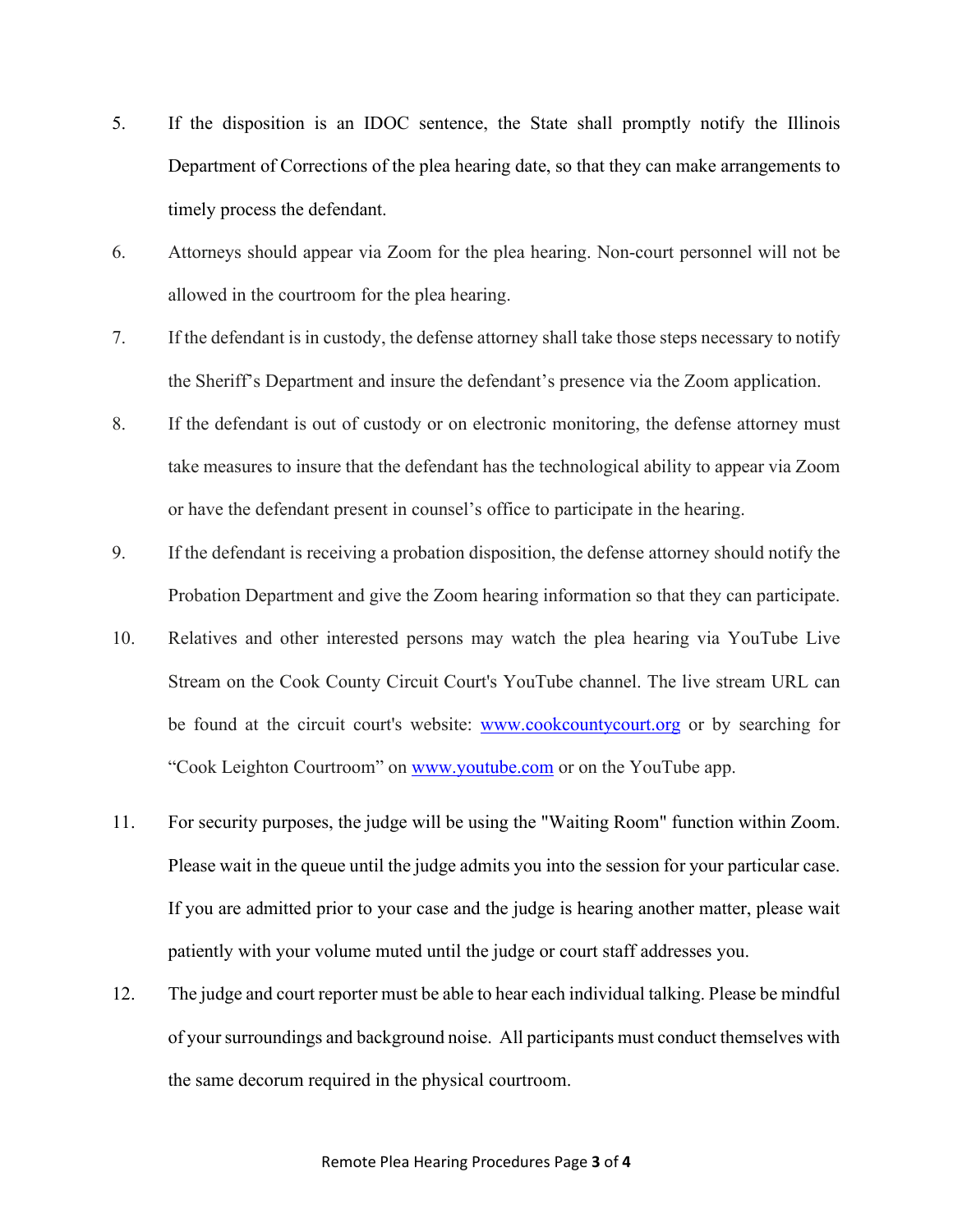5. If the disposition is an IDOC sentence, the State shall promptly notify the Illinois Department of Corrections of the plea hearing date, so that they can make arrangements to timely process the defendant.

6. Attorneys should appear via Zoom for the plea hearing. Non-court personnel will not be allowed in the courtroom for the plea hearing.

7. If the defendant is in custody, the defense attorney shall take those steps necessary to notify the Sheriff's Department and insure the defendant's presence via the Zoom application.

8. If the defendant is out of custody or on electronic monitoring, the defense attorney must take measures to insure that the defendant has the technological ability to appear via Zoom or have the defendant present in counsel's office to participate in the hearing.

9. If the defendant is receiving a probation disposition, the defense attorney should notify the Probation Department and give the Zoom hearing information so that they can participate.

10. Relatives and other interested persons may watch the plea hearing via YouTube Live Stream on the Cook County Circuit Court's YouTube channel. The live stream URL can be found at the circuit court's website: [www.cookcountycourt.org](http://www.cookcountycourt.org) or by searching for "Cook Leighton Courtroom" on [www.youtube.com](http://www.youtube.com) or on the YouTube app.

11. For security purposes, the judge will be using the "Waiting Room" function within Zoom. Please wait in the queue until the judge admits you into the session for your particular case. If you are admitted prior to your case and the judge is hearing another matter, please wait patiently with your volume muted until the judge or court staff addresses you.

12. The judge and court reporter must be able to hear each individual talking. Please be mindful of your surroundings and background noise. All participants must conduct themselves with the same decorum required in the physical courtroom.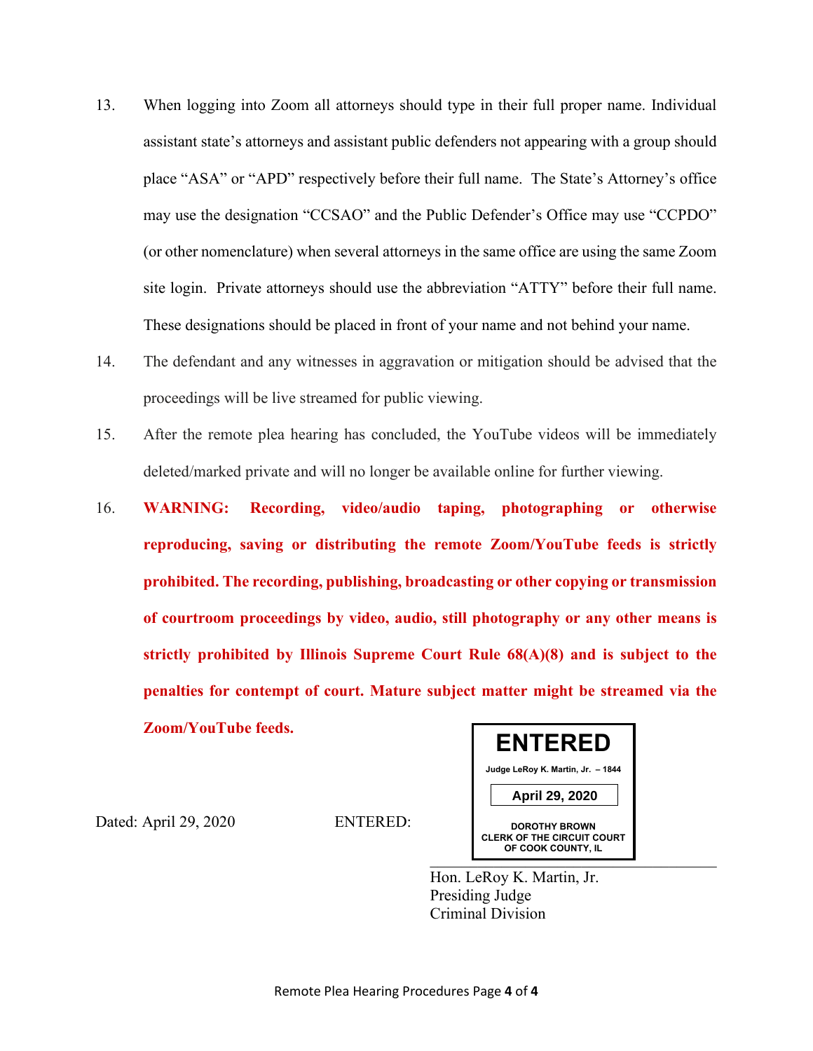13. When logging into Zoom all attorneys should type in their full proper name. Individual assistant state's attorneys and assistant public defenders not appearing with a group should place "ASA" or "APD" respectively before their full name. The State's Attorney's office may use the designation "CCSAO" and the Public Defender's Office may use "CCPDO" (or other nomenclature) when several attorneys in the same office are using the same Zoom site login. Private attorneys should use the abbreviation "ATTY" before their full name. These designations should be placed in front of your name and not behind your name.

14. The defendant and any witnesses in aggravation or mitigation should be advised that the proceedings will be live streamed for public viewing.

15. After the remote plea hearing has concluded, the YouTube videos will be immediately deleted/marked private and will no longer be available online for further viewing.

16. **WARNING: Recording, video/audio taping, photographing or otherwise reproducing, saving or distributing the remote Zoom/YouTube feeds is strictly prohibited. The recording, publishing, broadcasting or other copying or transmission of courtroom proceedings by video, audio, still photography or any other means is strictly prohibited by Illinois Supreme Court Rule 68(A)(8) and is subject to the penalties for contempt of court. Mature subject matter might be streamed via the Zoom/YouTube feeds.**

**ENTERED**
Judge LeRoy K. Martin, Jr. – 1844
**April 29, 2020**
DOROTHY BROWN
CLERK OF THE CIRCUIT COURT
OF COOK COUNTY, IL

Dated: April 29, 2020 ENTERED:

Hon. LeRoy K. Martin, Jr.
Presiding Judge
Criminal Division